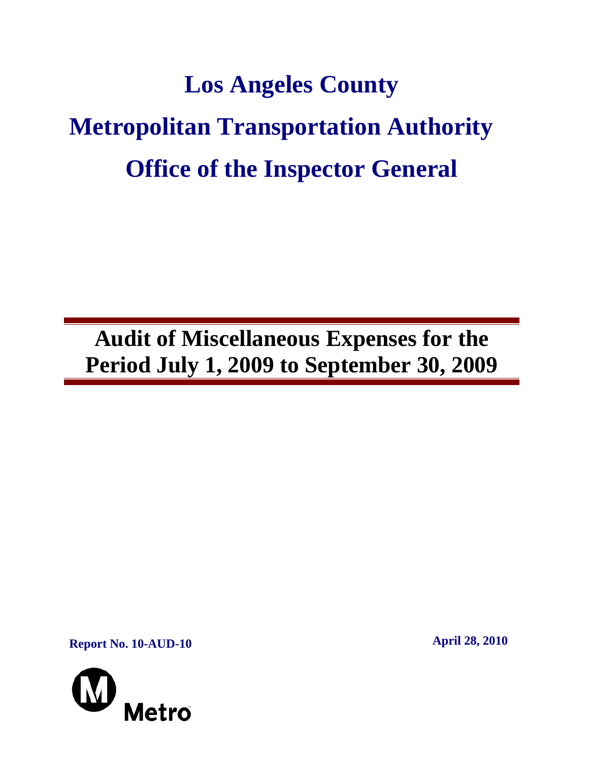# Los Angeles County

# Metropolitan Transportation Authority

# Office of the Inspector General

## Audit of Miscellaneous Expenses for the Period July 1, 2009 to September 30, 2009

**Report No. 10-AUD-10**

**April 28, 2010**

Metro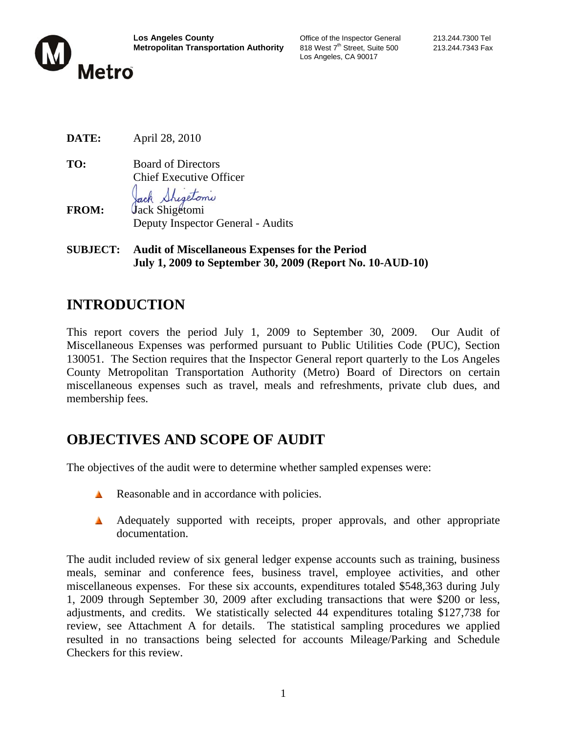**Los Angeles County Metropolitan Transportation Authority**

Office of the Inspector General
818 West 7th Street, Suite 500
Los Angeles, CA 90017

213.244.7300 Tel
213.244.7343 Fax

**DATE:** April 28, 2010

**TO:** Board of Directors
Chief Executive Officer

**FROM:** Jack Shigetomi
Deputy Inspector General - Audits

**SUBJECT: Audit of Miscellaneous Expenses for the Period July 1, 2009 to September 30, 2009 (Report No. 10-AUD-10)**

# INTRODUCTION

This report covers the period July 1, 2009 to September 30, 2009. Our Audit of Miscellaneous Expenses was performed pursuant to Public Utilities Code (PUC), Section 130051. The Section requires that the Inspector General report quarterly to the Los Angeles County Metropolitan Transportation Authority (Metro) Board of Directors on certain miscellaneous expenses such as travel, meals and refreshments, private club dues, and membership fees.

# OBJECTIVES AND SCOPE OF AUDIT

The objectives of the audit were to determine whether sampled expenses were:

- Reasonable and in accordance with policies.
- Adequately supported with receipts, proper approvals, and other appropriate documentation.

The audit included review of six general ledger expense accounts such as training, business meals, seminar and conference fees, business travel, employee activities, and other miscellaneous expenses. For these six accounts, expenditures totaled $548,363 during July 1, 2009 through September 30, 2009 after excluding transactions that were $200 or less, adjustments, and credits. We statistically selected 44 expenditures totaling $127,738 for review, see Attachment A for details. The statistical sampling procedures we applied resulted in no transactions being selected for accounts Mileage/Parking and Schedule Checkers for this review.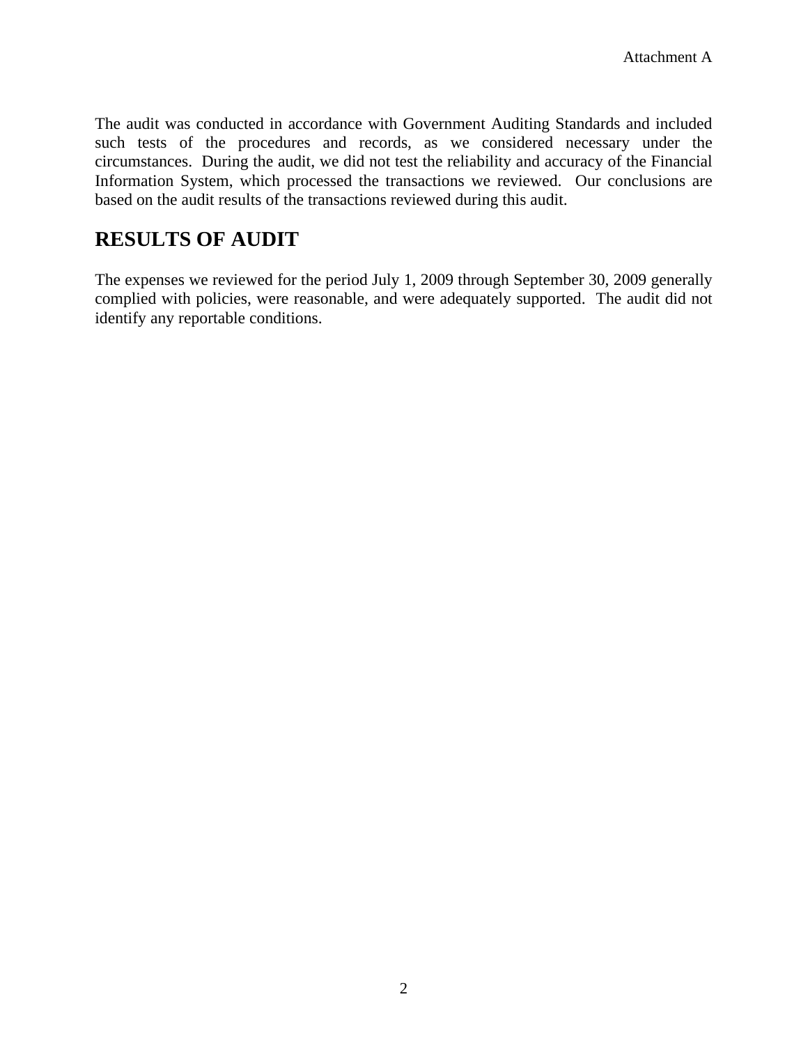The audit was conducted in accordance with Government Auditing Standards and included such tests of the procedures and records, as we considered necessary under the circumstances. During the audit, we did not test the reliability and accuracy of the Financial Information System, which processed the transactions we reviewed. Our conclusions are based on the audit results of the transactions reviewed during this audit.

## RESULTS OF AUDIT

The expenses we reviewed for the period July 1, 2009 through September 30, 2009 generally complied with policies, were reasonable, and were adequately supported. The audit did not identify any reportable conditions.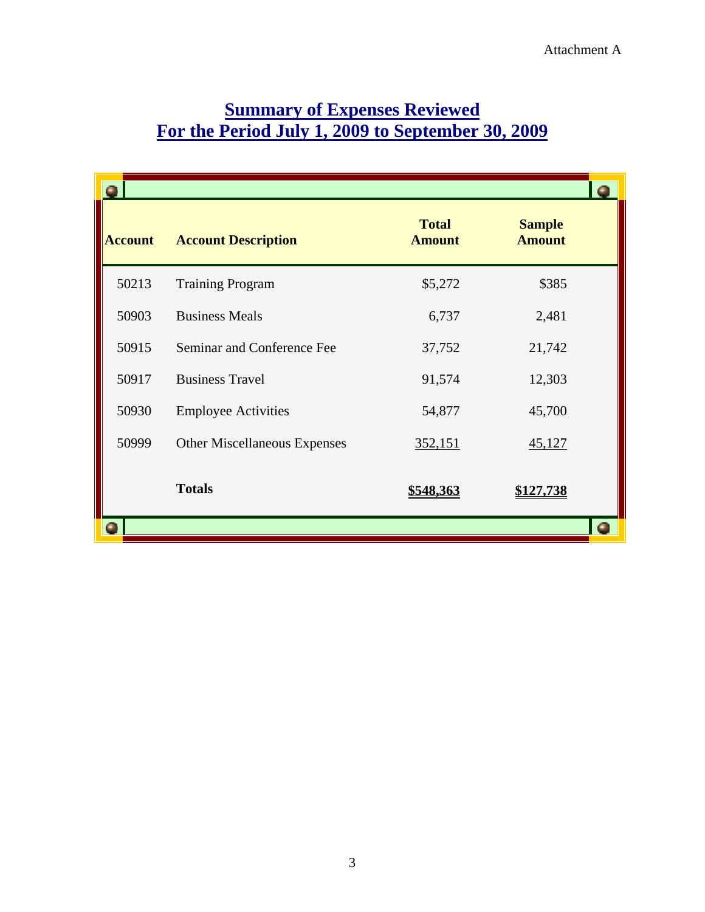Attachment A

## Summary of Expenses Reviewed
## For the Period July 1, 2009 to September 30, 2009

| Account | Account Description | Total Amount | Sample Amount |
|---|---|---|---|
| 50213 | Training Program | $5,272 | $385 |
| 50903 | Business Meals | 6,737 | 2,481 |
| 50915 | Seminar and Conference Fee | 37,752 | 21,742 |
| 50917 | Business Travel | 91,574 | 12,303 |
| 50930 | Employee Activities | 54,877 | 45,700 |
| 50999 | Other Miscellaneous Expenses | 352,151 | 45,127 |
| | **Totals** | **$548,363** | **$127,738** |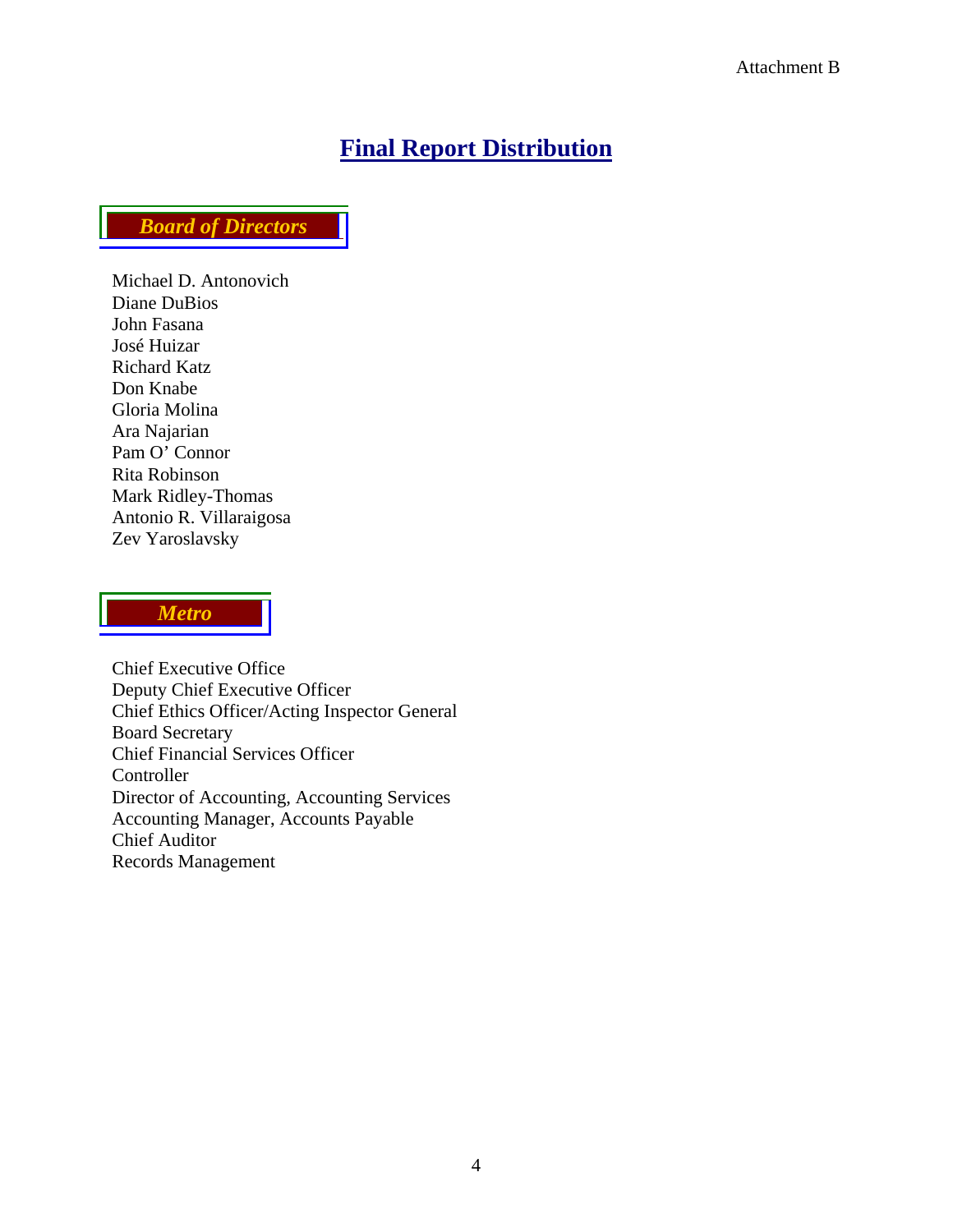Attachment B

# Final Report Distribution

## *Board of Directors*

Michael D. Antonovich
Diane DuBios
John Fasana
José Huizar
Richard Katz
Don Knabe
Gloria Molina
Ara Najarian
Pam O' Connor
Rita Robinson
Mark Ridley-Thomas
Antonio R. Villaraigosa
Zev Yaroslavsky

## *Metro*

Chief Executive Office
Deputy Chief Executive Officer
Chief Ethics Officer/Acting Inspector General
Board Secretary
Chief Financial Services Officer
Controller
Director of Accounting, Accounting Services
Accounting Manager, Accounts Payable
Chief Auditor
Records Management